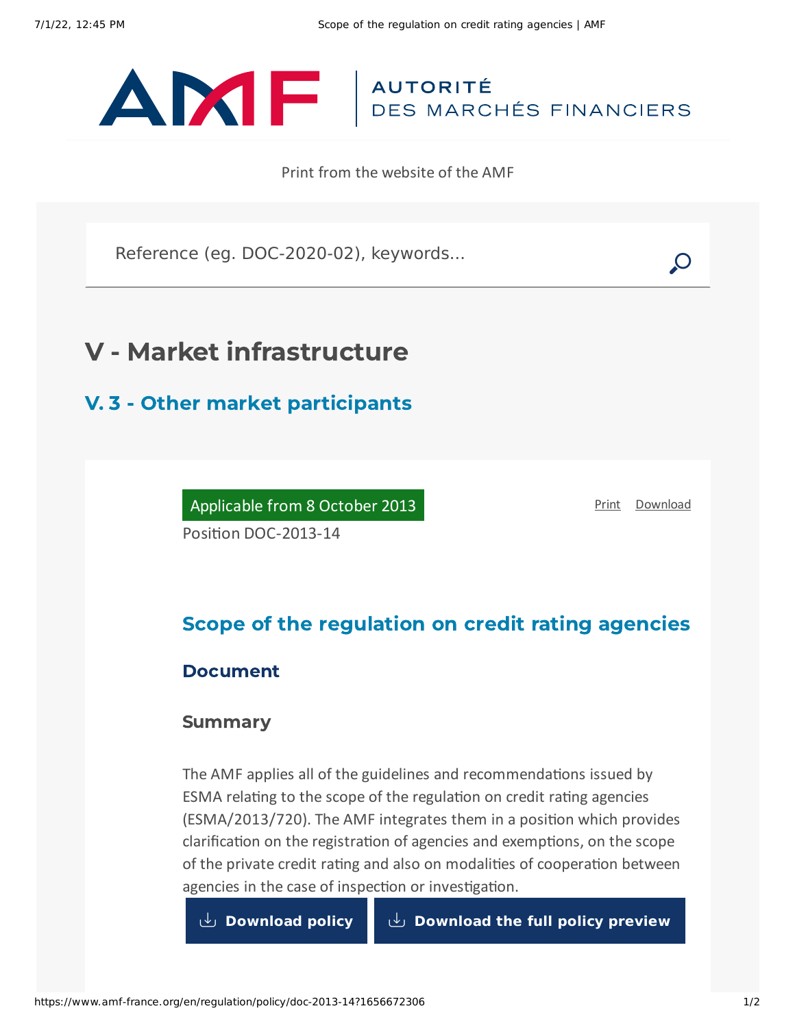AUTORITÉ DES MARCHÉS FINANCIERS

Print from the website of the AMF

Reference (eg. DOC-2020-02), keywords...

# V - Market infrastructure

## V. 3 - Other market participants

Applicable from 8 October 2013

Position DOC-2013-14

Print Download

## Scope of the regulation on credit rating agencies

### Document

#### Summary

The AMF applies all of the guidelines and recommendations issued by ESMA relating to the scope of the regulation on credit rating agencies (ESMA/2013/720). The AMF integrates them in a position which provides clarification on the registration of agencies and exemptions, on the scope of the private credit rating and also on modalities of cooperation between agencies in the case of inspection or investigation.

Download policy

Download the full policy preview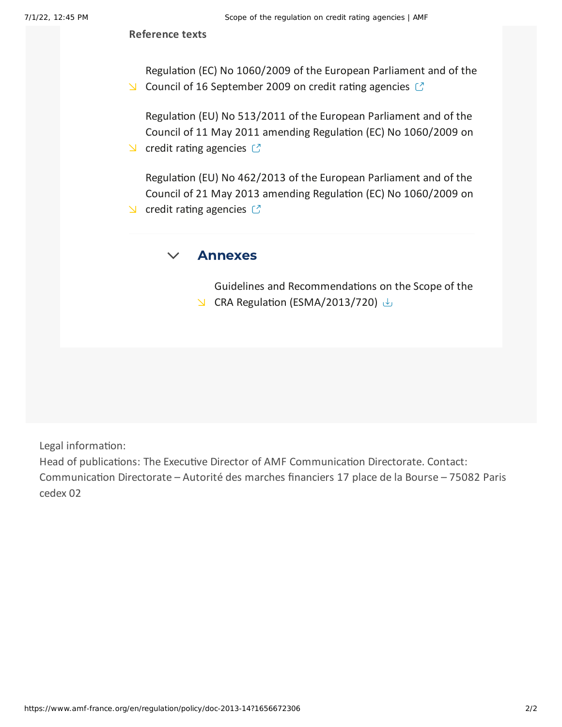**Reference texts**

- Regulation (EC) No 1060/2009 of the European Parliament and of the Council of 16 September 2009 on credit rating agencies
- Regulation (EU) No 513/2011 of the European Parliament and of the Council of 11 May 2011 amending Regulation (EC) No 1060/2009 on credit rating agencies
- Regulation (EU) No 462/2013 of the European Parliament and of the Council of 21 May 2013 amending Regulation (EC) No 1060/2009 on credit rating agencies

## Annexes

- Guidelines and Recommendations on the Scope of the CRA Regulation (ESMA/2013/720)

Legal information:
Head of publications: The Executive Director of AMF Communication Directorate. Contact: Communication Directorate – Autorité des marches financiers 17 place de la Bourse – 75082 Paris cedex 02